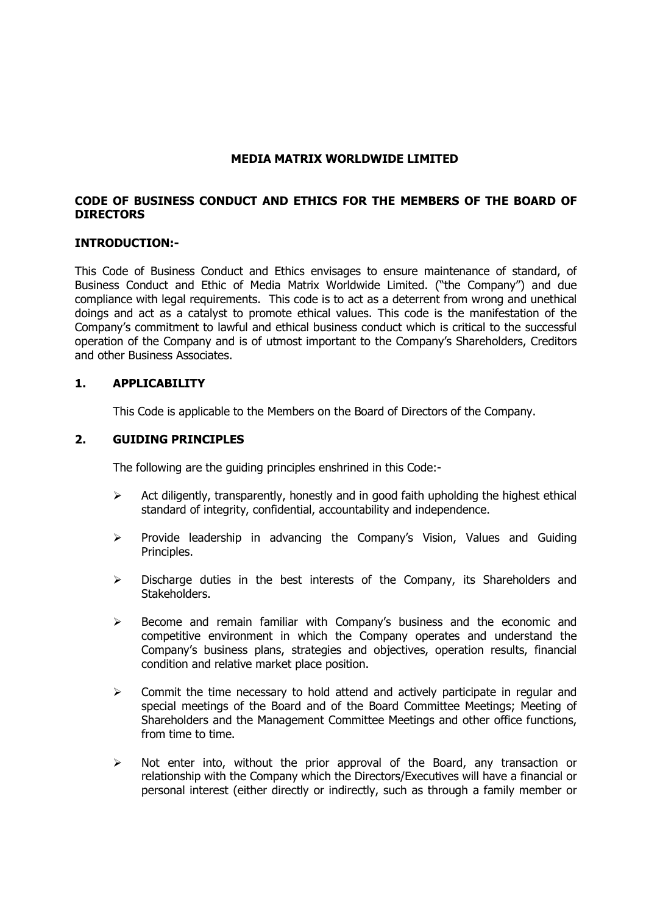# MEDIA MATRIX WORLDWIDE LIMITED

## CODE OF BUSINESS CONDUCT AND ETHICS FOR THE MEMBERS OF THE BOARD OF DIRECTORS

### INTRODUCTION:-

This Code of Business Conduct and Ethics envisages to ensure maintenance of standard, of Business Conduct and Ethic of Media Matrix Worldwide Limited. ("the Company") and due compliance with legal requirements. This code is to act as a deterrent from wrong and unethical doings and act as a catalyst to promote ethical values. This code is the manifestation of the Company's commitment to lawful and ethical business conduct which is critical to the successful operation of the Company and is of utmost important to the Company's Shareholders, Creditors and other Business Associates.

### 1. APPLICABILITY

This Code is applicable to the Members on the Board of Directors of the Company.

### 2. GUIDING PRINCIPLES

The following are the guiding principles enshrined in this Code:-

- Act diligently, transparently, honestly and in good faith upholding the highest ethical standard of integrity, confidential, accountability and independence.
- Provide leadership in advancing the Company's Vision, Values and Guiding Principles.
- Discharge duties in the best interests of the Company, its Shareholders and Stakeholders.
- Become and remain familiar with Company's business and the economic and competitive environment in which the Company operates and understand the Company's business plans, strategies and objectives, operation results, financial condition and relative market place position.
- Commit the time necessary to hold attend and actively participate in regular and special meetings of the Board and of the Board Committee Meetings; Meeting of Shareholders and the Management Committee Meetings and other office functions, from time to time.
- Not enter into, without the prior approval of the Board, any transaction or relationship with the Company which the Directors/Executives will have a financial or personal interest (either directly or indirectly, such as through a family member or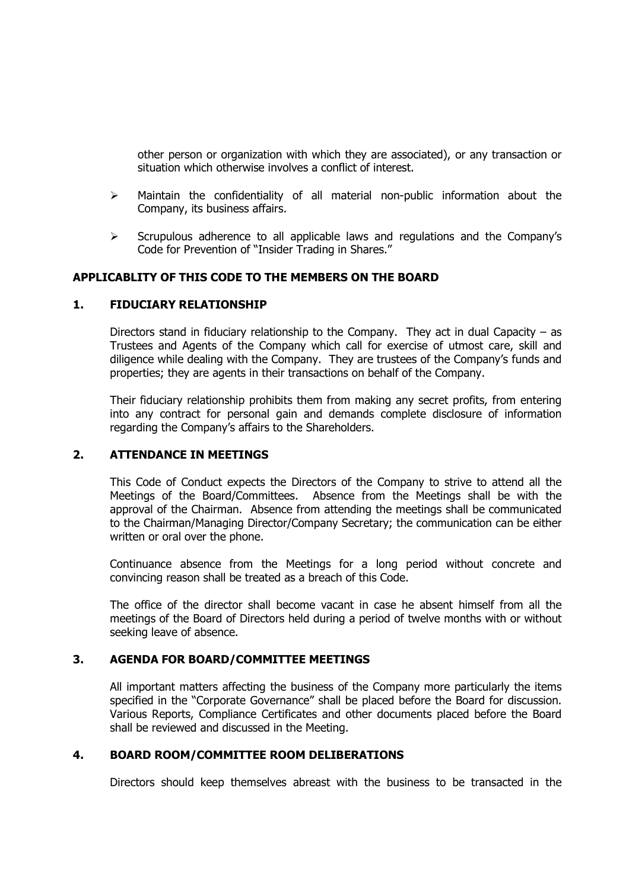other person or organization with which they are associated), or any transaction or situation which otherwise involves a conflict of interest.

- Maintain the confidentiality of all material non-public information about the Company, its business affairs.
- Scrupulous adherence to all applicable laws and regulations and the Company's Code for Prevention of "Insider Trading in Shares."

**APPLICABLITY OF THIS CODE TO THE MEMBERS ON THE BOARD**

**1. FIDUCIARY RELATIONSHIP**

Directors stand in fiduciary relationship to the Company. They act in dual Capacity – as Trustees and Agents of the Company which call for exercise of utmost care, skill and diligence while dealing with the Company. They are trustees of the Company's funds and properties; they are agents in their transactions on behalf of the Company.

Their fiduciary relationship prohibits them from making any secret profits, from entering into any contract for personal gain and demands complete disclosure of information regarding the Company's affairs to the Shareholders.

**2. ATTENDANCE IN MEETINGS**

This Code of Conduct expects the Directors of the Company to strive to attend all the Meetings of the Board/Committees. Absence from the Meetings shall be with the approval of the Chairman. Absence from attending the meetings shall be communicated to the Chairman/Managing Director/Company Secretary; the communication can be either written or oral over the phone.

Continuance absence from the Meetings for a long period without concrete and convincing reason shall be treated as a breach of this Code.

The office of the director shall become vacant in case he absent himself from all the meetings of the Board of Directors held during a period of twelve months with or without seeking leave of absence.

**3. AGENDA FOR BOARD/COMMITTEE MEETINGS**

All important matters affecting the business of the Company more particularly the items specified in the "Corporate Governance" shall be placed before the Board for discussion. Various Reports, Compliance Certificates and other documents placed before the Board shall be reviewed and discussed in the Meeting.

**4. BOARD ROOM/COMMITTEE ROOM DELIBERATIONS**

Directors should keep themselves abreast with the business to be transacted in the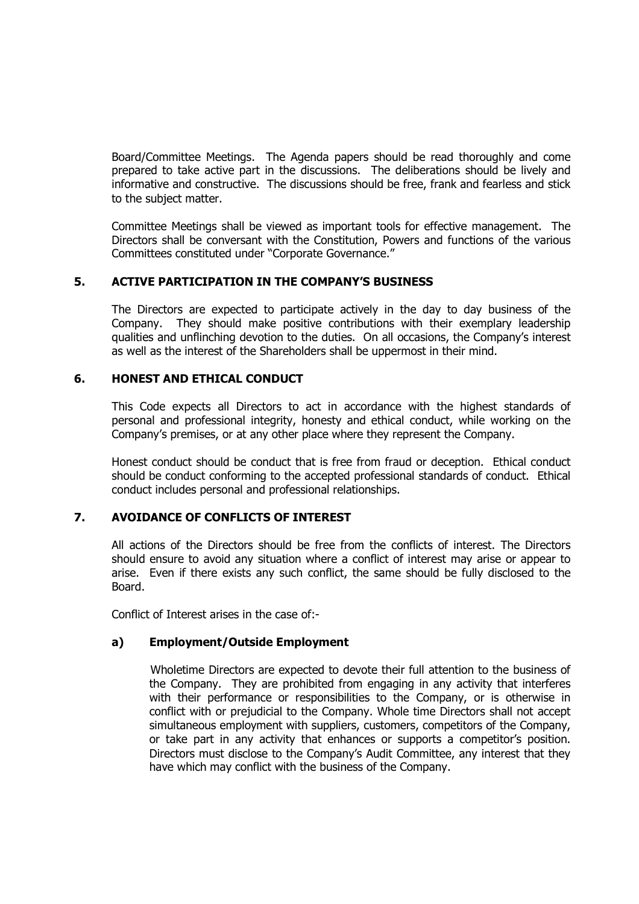Board/Committee Meetings. The Agenda papers should be read thoroughly and come prepared to take active part in the discussions. The deliberations should be lively and informative and constructive. The discussions should be free, frank and fearless and stick to the subject matter.

Committee Meetings shall be viewed as important tools for effective management. The Directors shall be conversant with the Constitution, Powers and functions of the various Committees constituted under "Corporate Governance."

## 5. ACTIVE PARTICIPATION IN THE COMPANY'S BUSINESS

The Directors are expected to participate actively in the day to day business of the Company. They should make positive contributions with their exemplary leadership qualities and unflinching devotion to the duties. On all occasions, the Company's interest as well as the interest of the Shareholders shall be uppermost in their mind.

## 6. HONEST AND ETHICAL CONDUCT

This Code expects all Directors to act in accordance with the highest standards of personal and professional integrity, honesty and ethical conduct, while working on the Company's premises, or at any other place where they represent the Company.

Honest conduct should be conduct that is free from fraud or deception. Ethical conduct should be conduct conforming to the accepted professional standards of conduct. Ethical conduct includes personal and professional relationships.

## 7. AVOIDANCE OF CONFLICTS OF INTEREST

All actions of the Directors should be free from the conflicts of interest. The Directors should ensure to avoid any situation where a conflict of interest may arise or appear to arise. Even if there exists any such conflict, the same should be fully disclosed to the Board.

Conflict of Interest arises in the case of:-

### a) Employment/Outside Employment

Wholetime Directors are expected to devote their full attention to the business of the Company. They are prohibited from engaging in any activity that interferes with their performance or responsibilities to the Company, or is otherwise in conflict with or prejudicial to the Company. Whole time Directors shall not accept simultaneous employment with suppliers, customers, competitors of the Company, or take part in any activity that enhances or supports a competitor's position. Directors must disclose to the Company's Audit Committee, any interest that they have which may conflict with the business of the Company.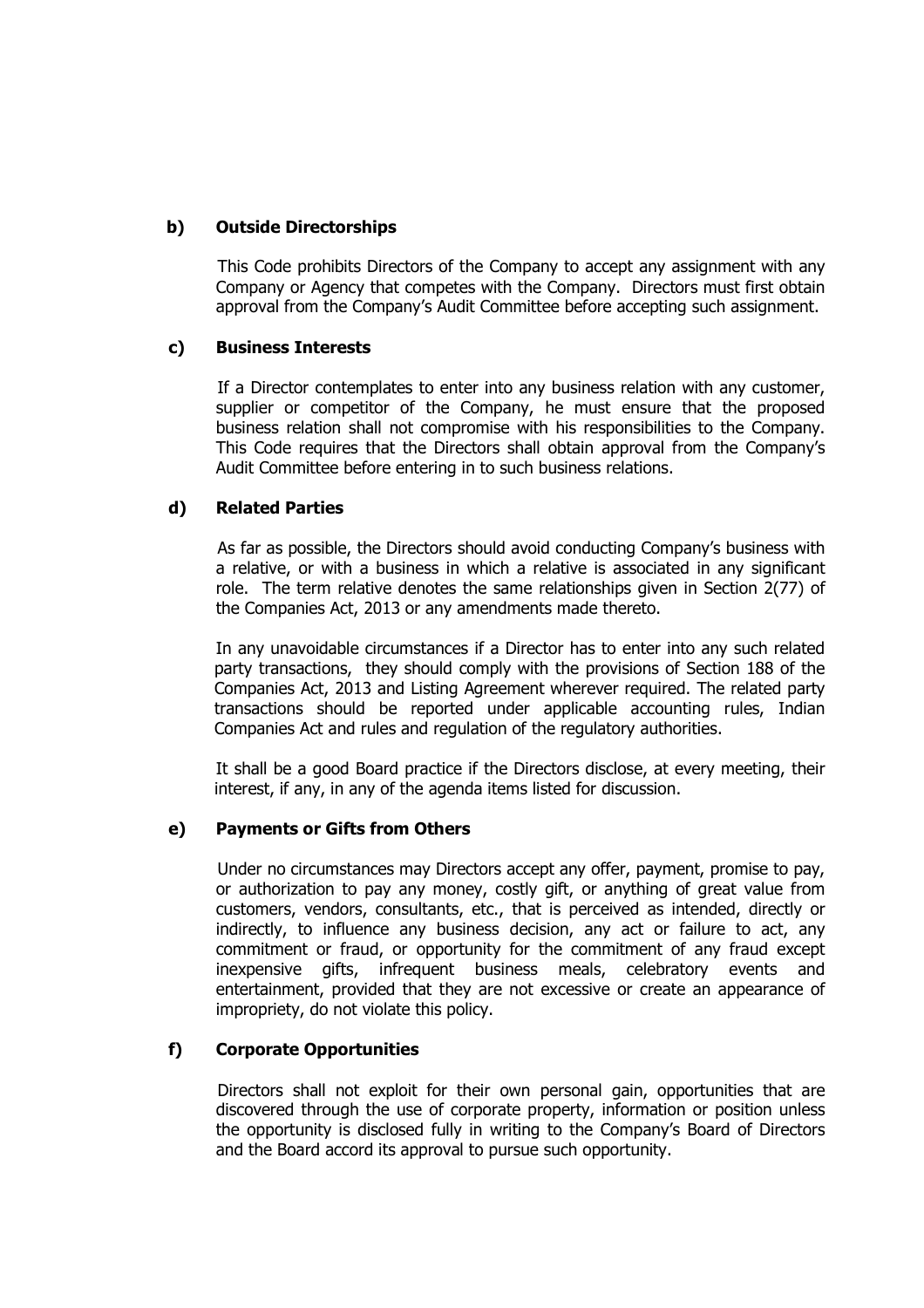**b) Outside Directorships**

This Code prohibits Directors of the Company to accept any assignment with any Company or Agency that competes with the Company. Directors must first obtain approval from the Company's Audit Committee before accepting such assignment.

**c) Business Interests**

If a Director contemplates to enter into any business relation with any customer, supplier or competitor of the Company, he must ensure that the proposed business relation shall not compromise with his responsibilities to the Company. This Code requires that the Directors shall obtain approval from the Company's Audit Committee before entering in to such business relations.

**d) Related Parties**

As far as possible, the Directors should avoid conducting Company's business with a relative, or with a business in which a relative is associated in any significant role. The term relative denotes the same relationships given in Section 2(77) of the Companies Act, 2013 or any amendments made thereto.

In any unavoidable circumstances if a Director has to enter into any such related party transactions, they should comply with the provisions of Section 188 of the Companies Act, 2013 and Listing Agreement wherever required. The related party transactions should be reported under applicable accounting rules, Indian Companies Act and rules and regulation of the regulatory authorities.

It shall be a good Board practice if the Directors disclose, at every meeting, their interest, if any, in any of the agenda items listed for discussion.

**e) Payments or Gifts from Others**

Under no circumstances may Directors accept any offer, payment, promise to pay, or authorization to pay any money, costly gift, or anything of great value from customers, vendors, consultants, etc., that is perceived as intended, directly or indirectly, to influence any business decision, any act or failure to act, any commitment or fraud, or opportunity for the commitment of any fraud except inexpensive gifts, infrequent business meals, celebratory events and entertainment, provided that they are not excessive or create an appearance of impropriety, do not violate this policy.

**f) Corporate Opportunities**

Directors shall not exploit for their own personal gain, opportunities that are discovered through the use of corporate property, information or position unless the opportunity is disclosed fully in writing to the Company's Board of Directors and the Board accord its approval to pursue such opportunity.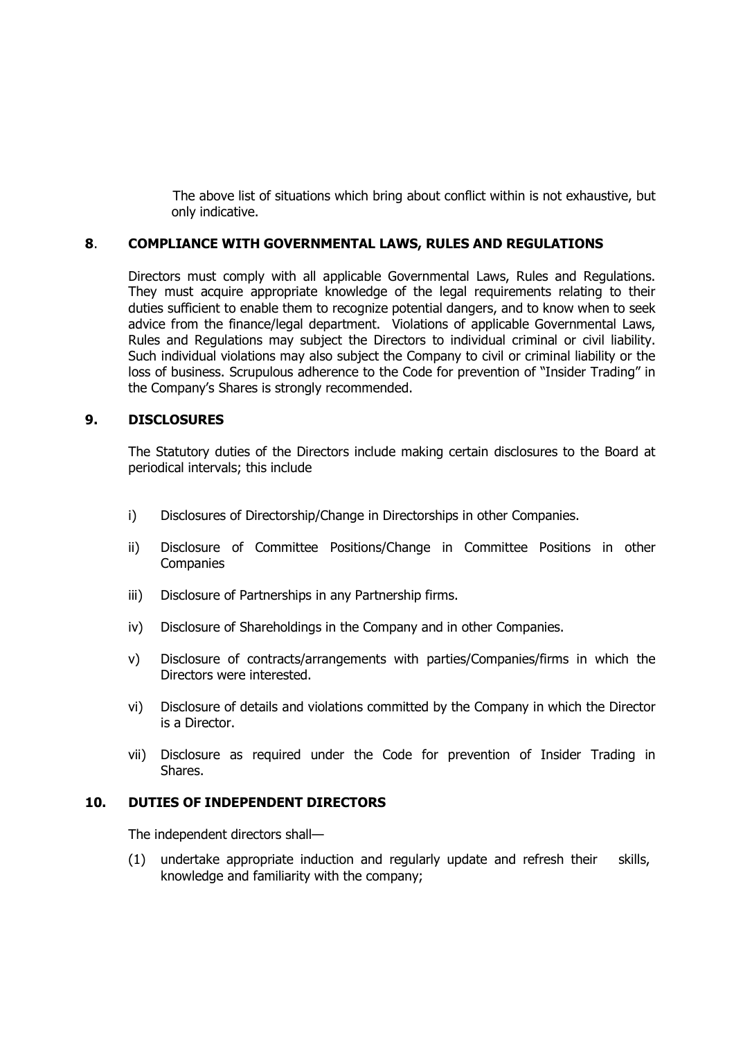The above list of situations which bring about conflict within is not exhaustive, but only indicative.

## 8. COMPLIANCE WITH GOVERNMENTAL LAWS, RULES AND REGULATIONS

Directors must comply with all applicable Governmental Laws, Rules and Regulations. They must acquire appropriate knowledge of the legal requirements relating to their duties sufficient to enable them to recognize potential dangers, and to know when to seek advice from the finance/legal department. Violations of applicable Governmental Laws, Rules and Regulations may subject the Directors to individual criminal or civil liability. Such individual violations may also subject the Company to civil or criminal liability or the loss of business. Scrupulous adherence to the Code for prevention of "Insider Trading" in the Company's Shares is strongly recommended.

## 9. DISCLOSURES

The Statutory duties of the Directors include making certain disclosures to the Board at periodical intervals; this include

i) Disclosures of Directorship/Change in Directorships in other Companies.

ii) Disclosure of Committee Positions/Change in Committee Positions in other Companies

iii) Disclosure of Partnerships in any Partnership firms.

iv) Disclosure of Shareholdings in the Company and in other Companies.

v) Disclosure of contracts/arrangements with parties/Companies/firms in which the Directors were interested.

vi) Disclosure of details and violations committed by the Company in which the Director is a Director.

vii) Disclosure as required under the Code for prevention of Insider Trading in Shares.

## 10. DUTIES OF INDEPENDENT DIRECTORS

The independent directors shall—

(1) undertake appropriate induction and regularly update and refresh their skills, knowledge and familiarity with the company;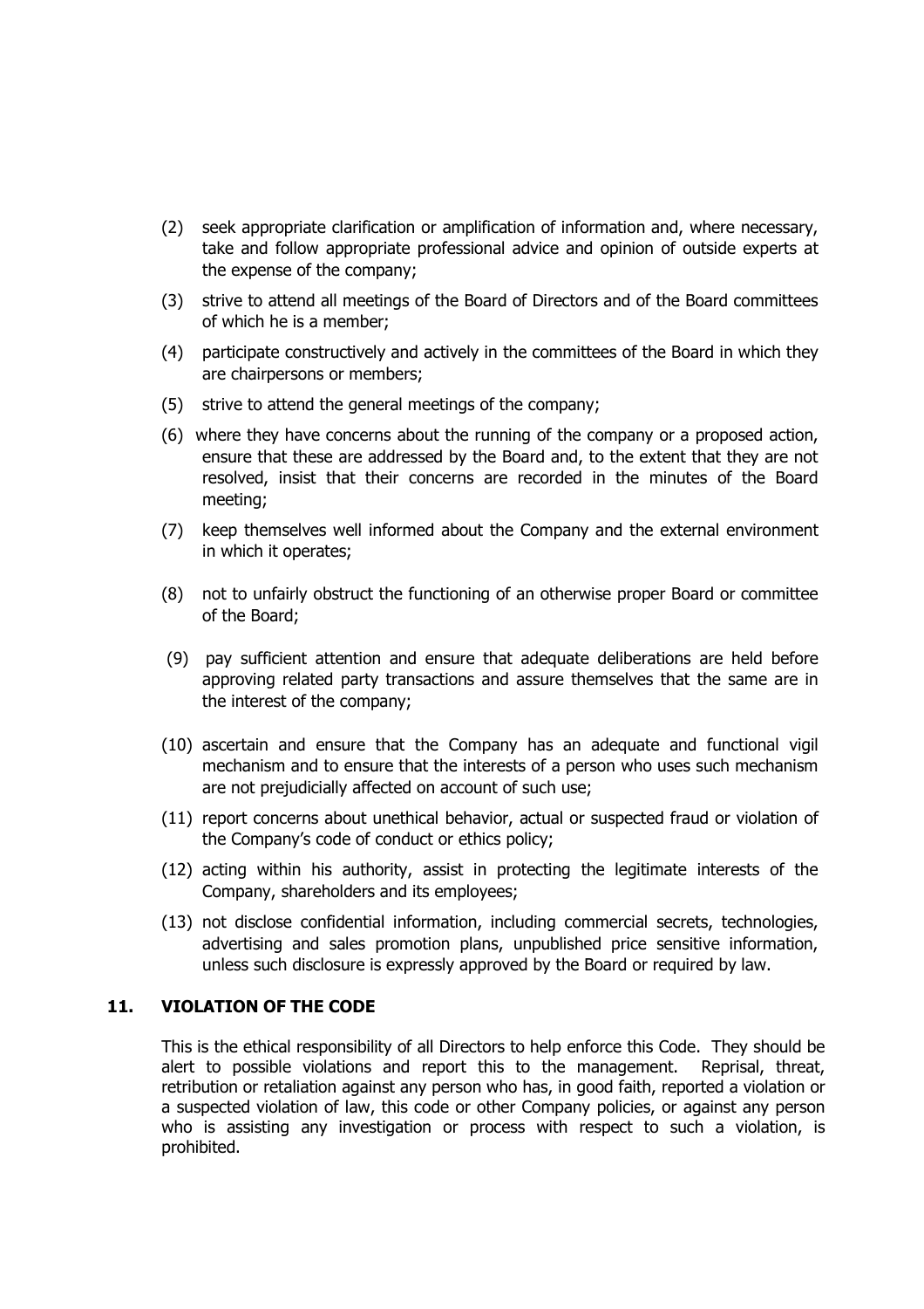(2) seek appropriate clarification or amplification of information and, where necessary, take and follow appropriate professional advice and opinion of outside experts at the expense of the company;

(3) strive to attend all meetings of the Board of Directors and of the Board committees of which he is a member;

(4) participate constructively and actively in the committees of the Board in which they are chairpersons or members;

(5) strive to attend the general meetings of the company;

(6) where they have concerns about the running of the company or a proposed action, ensure that these are addressed by the Board and, to the extent that they are not resolved, insist that their concerns are recorded in the minutes of the Board meeting;

(7) keep themselves well informed about the Company and the external environment in which it operates;

(8) not to unfairly obstruct the functioning of an otherwise proper Board or committee of the Board;

(9) pay sufficient attention and ensure that adequate deliberations are held before approving related party transactions and assure themselves that the same are in the interest of the company;

(10) ascertain and ensure that the Company has an adequate and functional vigil mechanism and to ensure that the interests of a person who uses such mechanism are not prejudicially affected on account of such use;

(11) report concerns about unethical behavior, actual or suspected fraud or violation of the Company's code of conduct or ethics policy;

(12) acting within his authority, assist in protecting the legitimate interests of the Company, shareholders and its employees;

(13) not disclose confidential information, including commercial secrets, technologies, advertising and sales promotion plans, unpublished price sensitive information, unless such disclosure is expressly approved by the Board or required by law.

## 11. VIOLATION OF THE CODE

This is the ethical responsibility of all Directors to help enforce this Code. They should be alert to possible violations and report this to the management. Reprisal, threat, retribution or retaliation against any person who has, in good faith, reported a violation or a suspected violation of law, this code or other Company policies, or against any person who is assisting any investigation or process with respect to such a violation, is prohibited.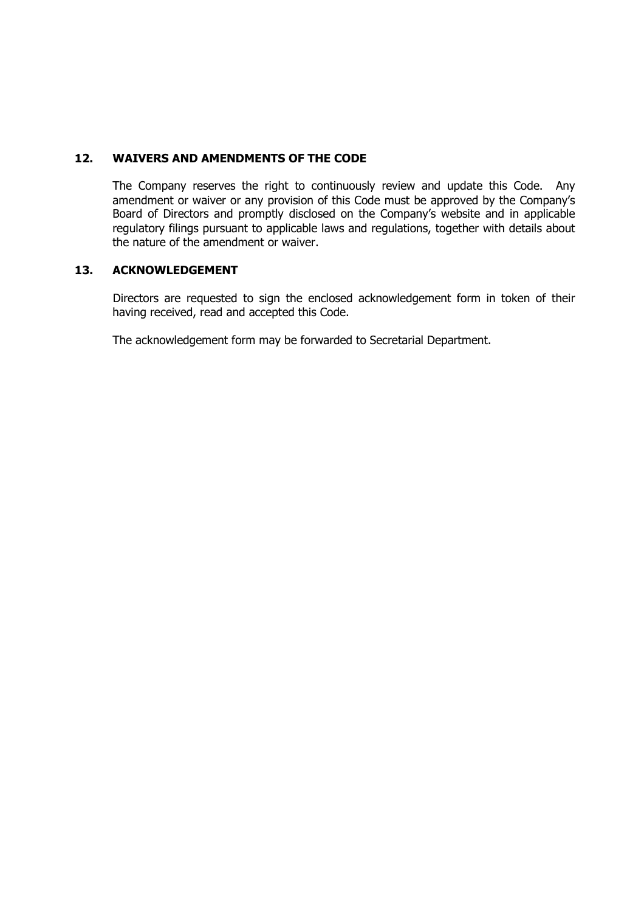## 12. WAIVERS AND AMENDMENTS OF THE CODE

The Company reserves the right to continuously review and update this Code. Any amendment or waiver or any provision of this Code must be approved by the Company's Board of Directors and promptly disclosed on the Company's website and in applicable regulatory filings pursuant to applicable laws and regulations, together with details about the nature of the amendment or waiver.

## 13. ACKNOWLEDGEMENT

Directors are requested to sign the enclosed acknowledgement form in token of their having received, read and accepted this Code.

The acknowledgement form may be forwarded to Secretarial Department.